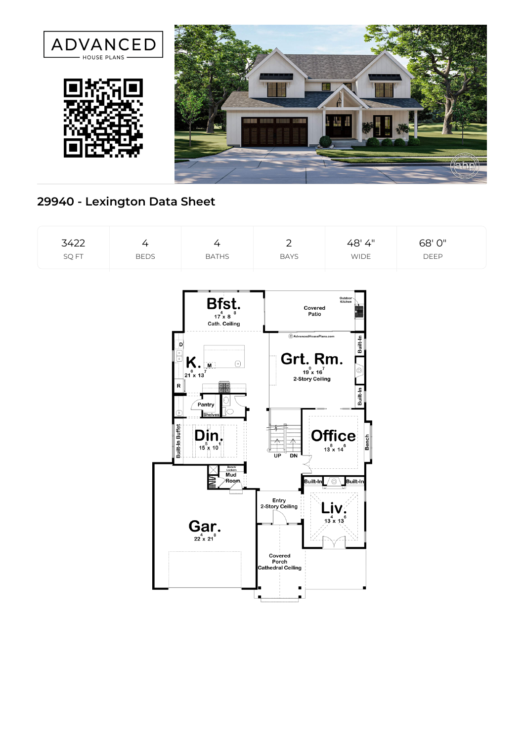ADVANCED
HOUSE PLANS

## 29940 - Lexington Data Sheet

| 3422 | 4 | 4 | 2 | 48' 4" | 68' 0" |
| --- | --- | --- | --- | --- | --- |
| SQ FT | BEDS | BATHS | BAYS | WIDE | DEEP |

Bfst. 17'4" x 8'8" Cath. Ceiling

Covered Patio

Outdoor Kitchen

©AdvancedHousePlans.com

K. 21'0" x 13'7"

Grt. Rm. 19'0" x 16'7" 2-Story Ceiling

Built-In

Pantry

Shelves

Built-In Buffet

Din. 15'5" x 10'1"

UP DN

Office 13'8" x 14'6"

Bench

Bench/Lockers

Mud Room

Built-In

Built-In

Entry 2-Story Ceiling

Liv. 13'4" x 13'6"

Gar. 22'4" x 21'8"

Covered Porch Cathedral Ceiling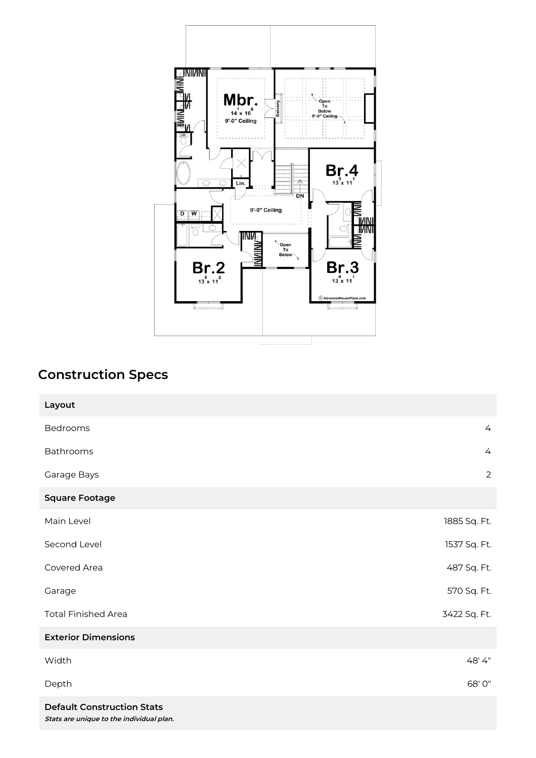## Construction Specs

| Layout | |
|---|---|
| Bedrooms | 4 |
| Bathrooms | 4 |
| Garage Bays | 2 |
| **Square Footage** | |
| Main Level | 1885 Sq. Ft. |
| Second Level | 1537 Sq. Ft. |
| Covered Area | 487 Sq. Ft. |
| Garage | 570 Sq. Ft. |
| Total Finished Area | 3422 Sq. Ft. |
| **Exterior Dimensions** | |
| Width | 48' 4" |
| Depth | 68' 0" |
| **Default Construction Stats** *Stats are unique to the individual plan.* | |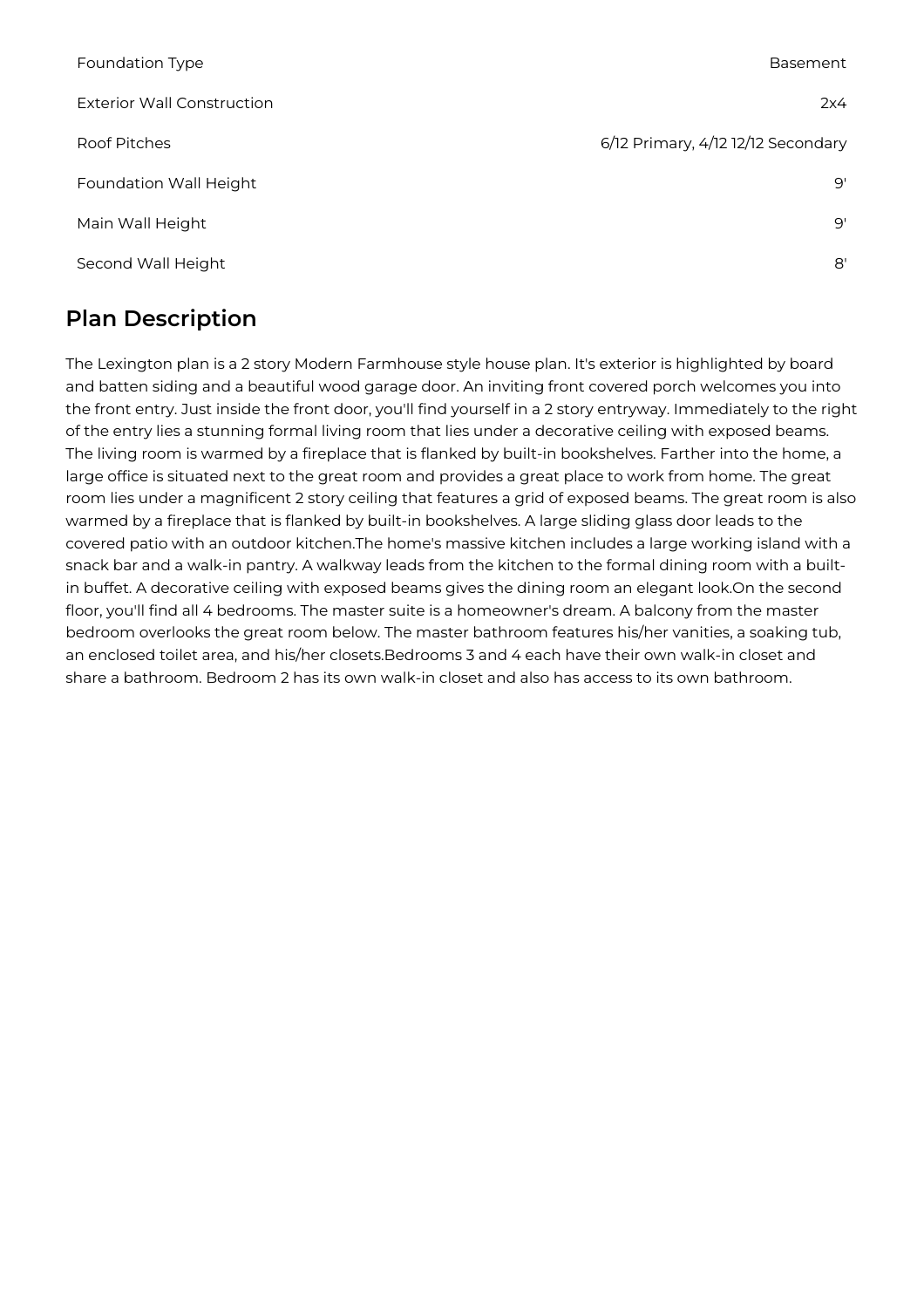| | |
|---|---|
| Foundation Type | Basement |
| Exterior Wall Construction | 2x4 |
| Roof Pitches | 6/12 Primary, 4/12 12/12 Secondary |
| Foundation Wall Height | 9' |
| Main Wall Height | 9' |
| Second Wall Height | 8' |

## Plan Description

The Lexington plan is a 2 story Modern Farmhouse style house plan. It's exterior is highlighted by board and batten siding and a beautiful wood garage door. An inviting front covered porch welcomes you into the front entry. Just inside the front door, you'll find yourself in a 2 story entryway. Immediately to the right of the entry lies a stunning formal living room that lies under a decorative ceiling with exposed beams. The living room is warmed by a fireplace that is flanked by built-in bookshelves. Farther into the home, a large office is situated next to the great room and provides a great place to work from home. The great room lies under a magnificent 2 story ceiling that features a grid of exposed beams. The great room is also warmed by a fireplace that is flanked by built-in bookshelves. A large sliding glass door leads to the covered patio with an outdoor kitchen.The home's massive kitchen includes a large working island with a snack bar and a walk-in pantry. A walkway leads from the kitchen to the formal dining room with a built-in buffet. A decorative ceiling with exposed beams gives the dining room an elegant look.On the second floor, you'll find all 4 bedrooms. The master suite is a homeowner's dream. A balcony from the master bedroom overlooks the great room below. The master bathroom features his/her vanities, a soaking tub, an enclosed toilet area, and his/her closets.Bedrooms 3 and 4 each have their own walk-in closet and share a bathroom. Bedroom 2 has its own walk-in closet and also has access to its own bathroom.